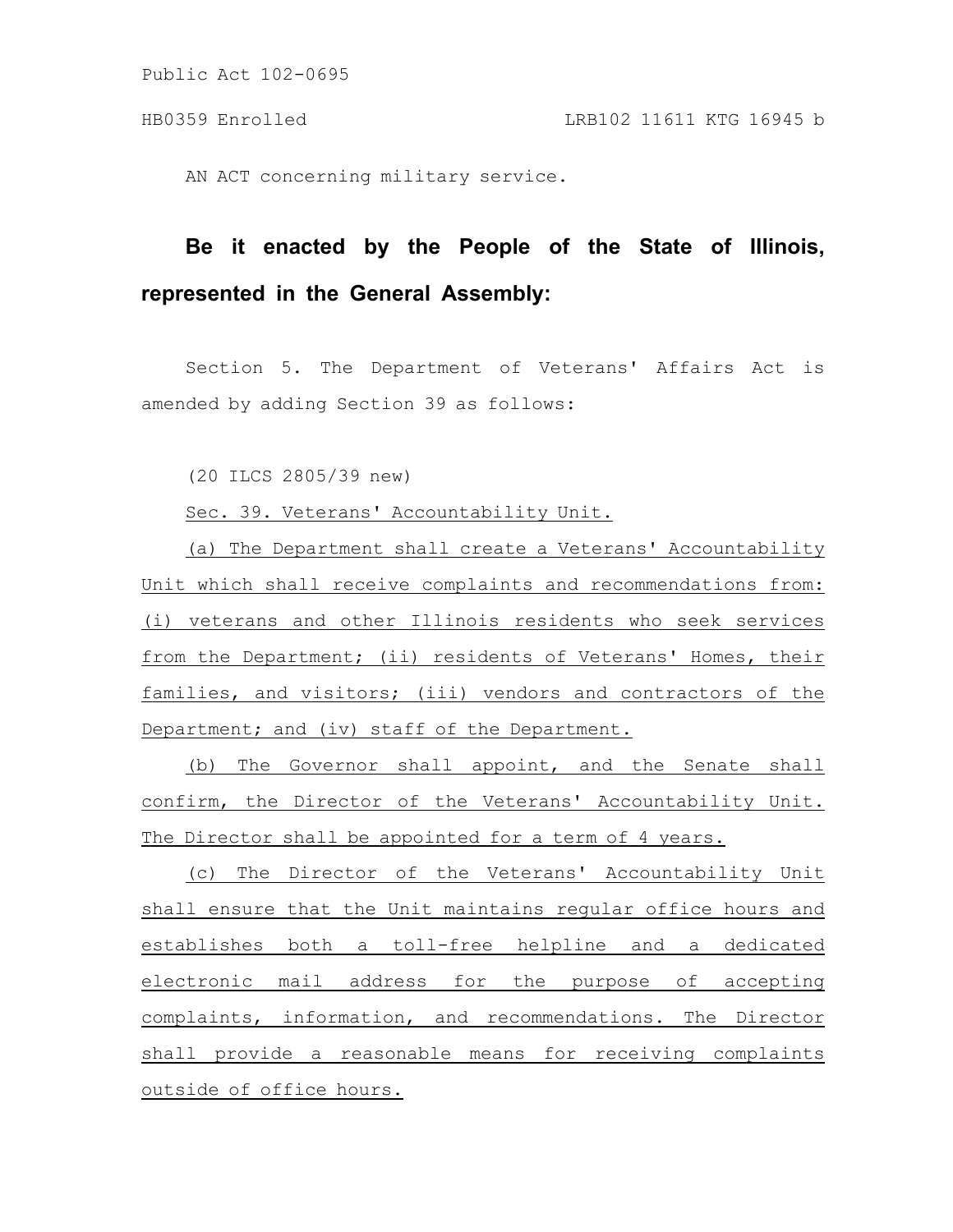Public Act 102-0695

HB0359 Enrolled LRB102 11611 KTG 16945 b

AN ACT concerning military service.

**Be it enacted by the People of the State of Illinois, represented in the General Assembly:**

Section 5. The Department of Veterans' Affairs Act is amended by adding Section 39 as follows:

(20 ILCS 2805/39 new)

Sec. 39. Veterans' Accountability Unit.

(a) The Department shall create a Veterans' Accountability Unit which shall receive complaints and recommendations from: (i) veterans and other Illinois residents who seek services from the Department; (ii) residents of Veterans' Homes, their families, and visitors; (iii) vendors and contractors of the Department; and (iv) staff of the Department.

(b) The Governor shall appoint, and the Senate shall confirm, the Director of the Veterans' Accountability Unit. The Director shall be appointed for a term of 4 years.

(c) The Director of the Veterans' Accountability Unit shall ensure that the Unit maintains regular office hours and establishes both a toll-free helpline and a dedicated electronic mail address for the purpose of accepting complaints, information, and recommendations. The Director shall provide a reasonable means for receiving complaints outside of office hours.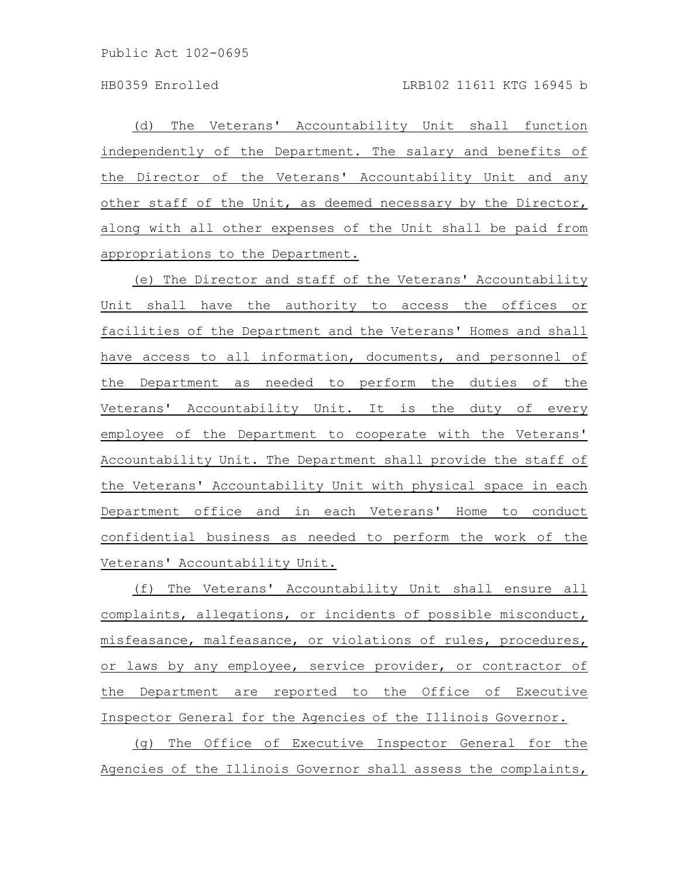(d) The Veterans' Accountability Unit shall function independently of the Department. The salary and benefits of the Director of the Veterans' Accountability Unit and any other staff of the Unit, as deemed necessary by the Director, along with all other expenses of the Unit shall be paid from appropriations to the Department.

(e) The Director and staff of the Veterans' Accountability Unit shall have the authority to access the offices or facilities of the Department and the Veterans' Homes and shall have access to all information, documents, and personnel of the Department as needed to perform the duties of the Veterans' Accountability Unit. It is the duty of every employee of the Department to cooperate with the Veterans' Accountability Unit. The Department shall provide the staff of the Veterans' Accountability Unit with physical space in each Department office and in each Veterans' Home to conduct confidential business as needed to perform the work of the Veterans' Accountability Unit.

(f) The Veterans' Accountability Unit shall ensure all complaints, allegations, or incidents of possible misconduct, misfeasance, malfeasance, or violations of rules, procedures, or laws by any employee, service provider, or contractor of the Department are reported to the Office of Executive Inspector General for the Agencies of the Illinois Governor.

(g) The Office of Executive Inspector General for the Agencies of the Illinois Governor shall assess the complaints,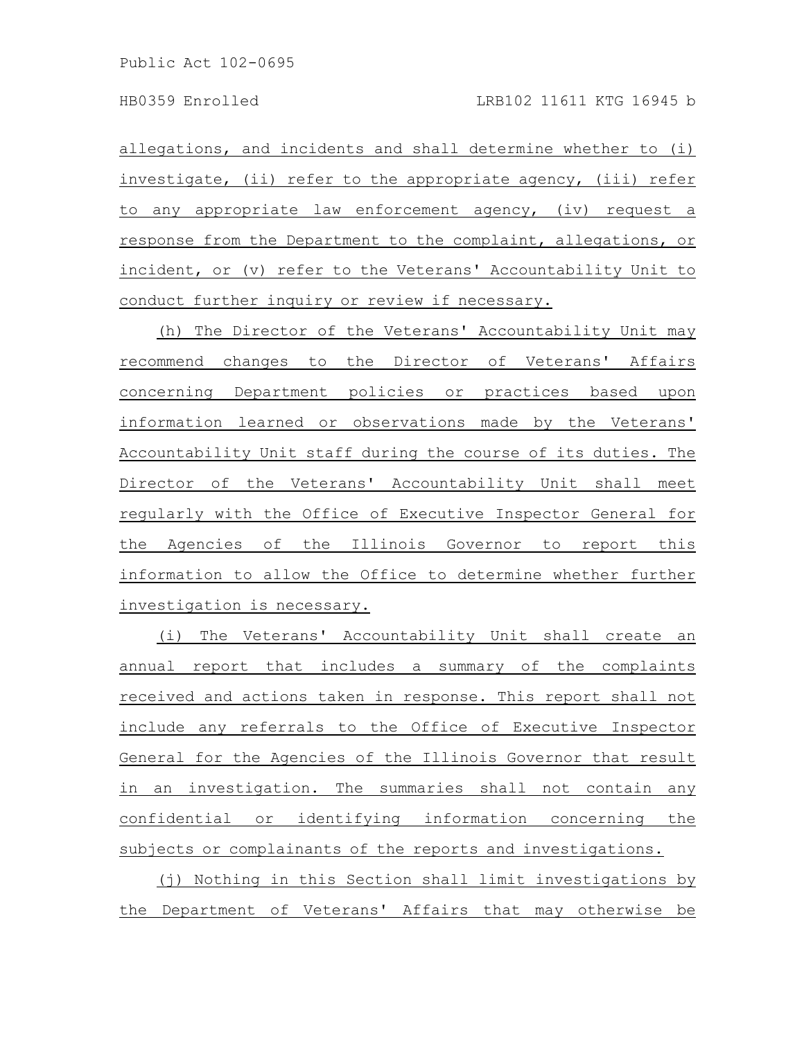allegations, and incidents and shall determine whether to (i) investigate, (ii) refer to the appropriate agency, (iii) refer to any appropriate law enforcement agency, (iv) request a response from the Department to the complaint, allegations, or incident, or (v) refer to the Veterans' Accountability Unit to conduct further inquiry or review if necessary.

(h) The Director of the Veterans' Accountability Unit may recommend changes to the Director of Veterans' Affairs concerning Department policies or practices based upon information learned or observations made by the Veterans' Accountability Unit staff during the course of its duties. The Director of the Veterans' Accountability Unit shall meet regularly with the Office of Executive Inspector General for the Agencies of the Illinois Governor to report this information to allow the Office to determine whether further investigation is necessary.

(i) The Veterans' Accountability Unit shall create an annual report that includes a summary of the complaints received and actions taken in response. This report shall not include any referrals to the Office of Executive Inspector General for the Agencies of the Illinois Governor that result in an investigation. The summaries shall not contain any confidential or identifying information concerning the subjects or complainants of the reports and investigations.

(j) Nothing in this Section shall limit investigations by the Department of Veterans' Affairs that may otherwise be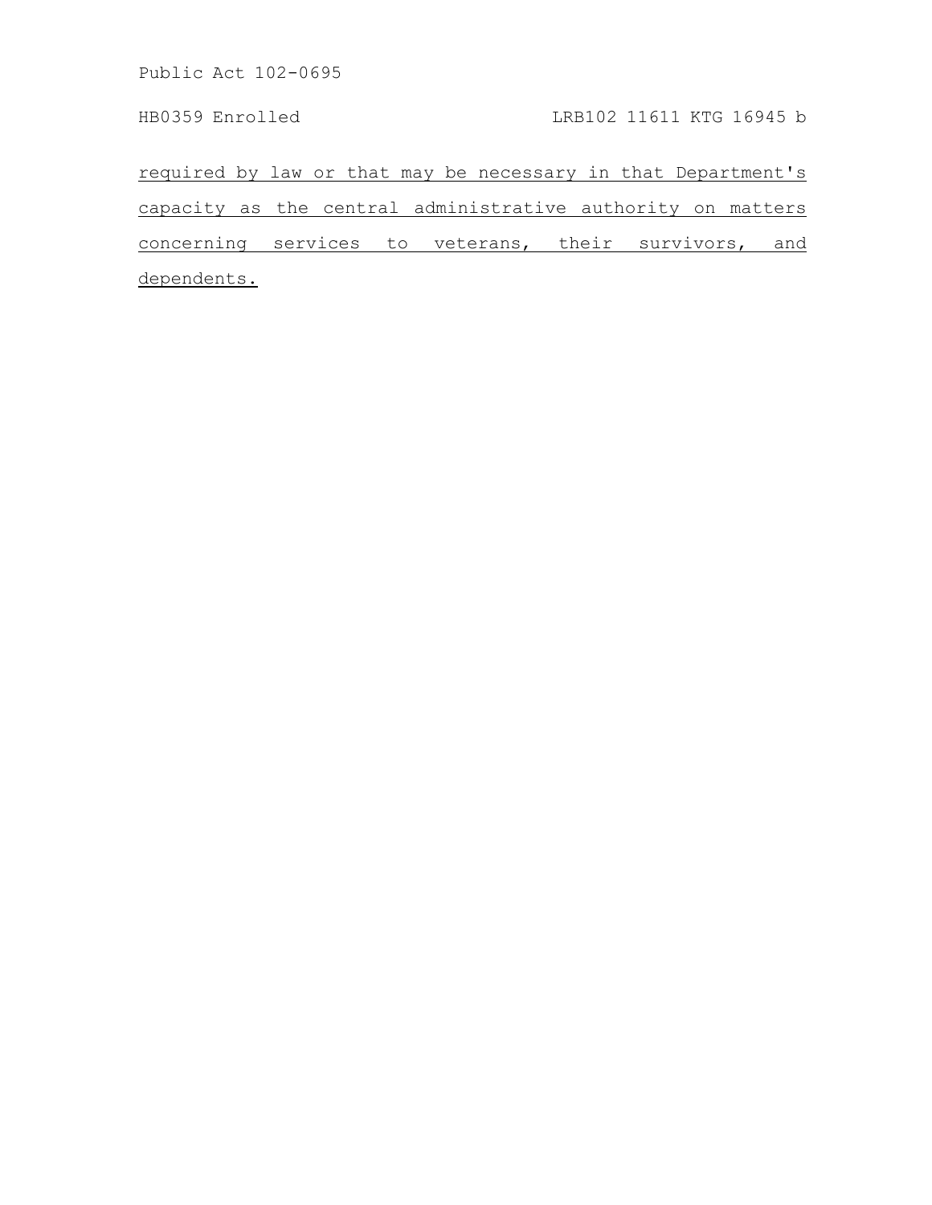required by law or that may be necessary in that Department's capacity as the central administrative authority on matters concerning services to veterans, their survivors, and dependents.